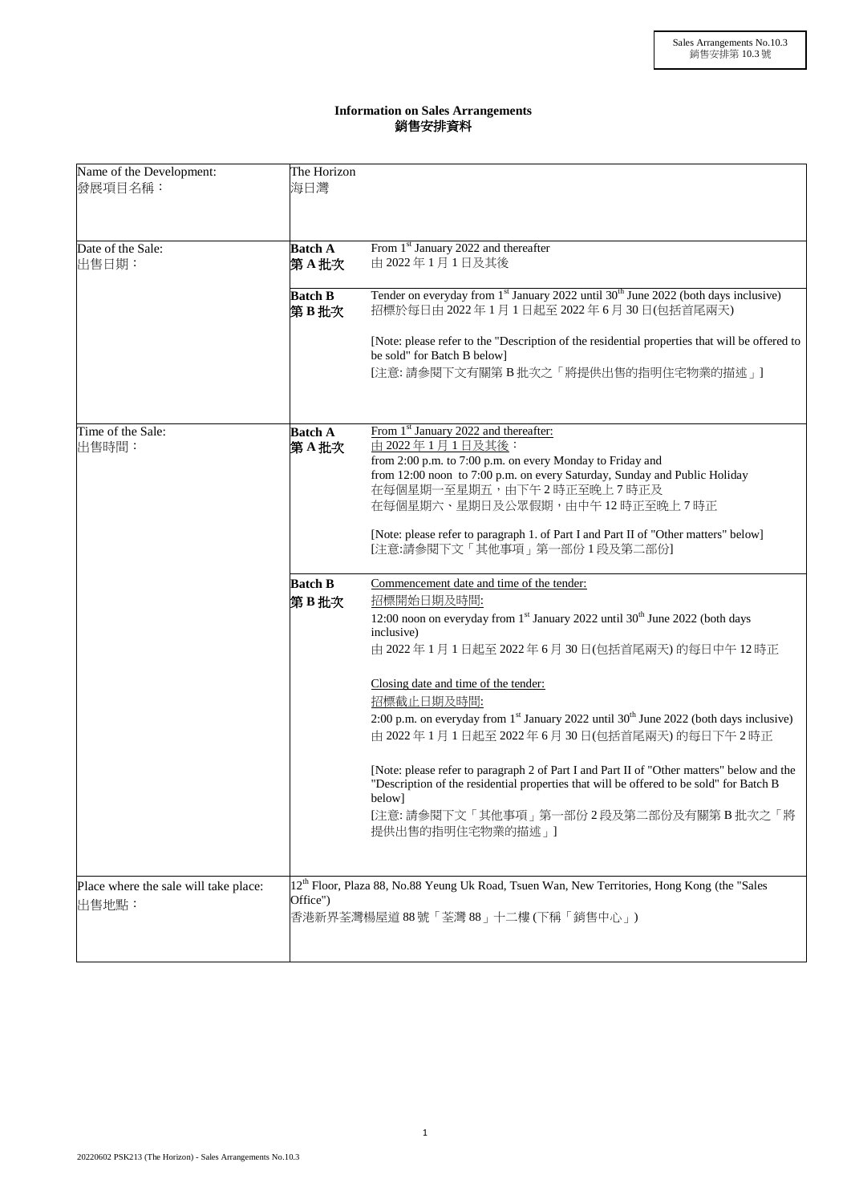Sales Arrangements No.10.3
銷售安排第 10.3 號

# Information on Sales Arrangements
# 銷售安排資料

| | | |
|---|---|---|
| Name of the Development:<br>發展項目名稱： | The Horizon<br>海日灣 | |
| Date of the Sale:<br>出售日期： | **Batch A**<br>**第 A 批次** | From 1st January 2022 and thereafter<br>由 2022 年 1 月 1 日及其後 |
| | **Batch B**<br>**第 B 批次** | Tender on everyday from 1st January 2022 until 30th June 2022 (both days inclusive)<br>招標於每日由 2022 年 1 月 1 日起至 2022 年 6 月 30 日(包括首尾兩天)<br><br>[Note: please refer to the "Description of the residential properties that will be offered to be sold" for Batch B below]<br>[注意: 請參閱下文有關第 B 批次之「將提供出售的指明住宅物業的描述」] |
| Time of the Sale:<br>出售時間： | **Batch A**<br>**第 A 批次** | From 1st January 2022 and thereafter:<br>由 2022 年 1 月 1 日及其後：<br>from 2:00 p.m. to 7:00 p.m. on every Monday to Friday and<br>from 12:00 noon to 7:00 p.m. on every Saturday, Sunday and Public Holiday<br>在每個星期一至星期五，由下午 2 時正至晚上 7 時正及<br>在每個星期六、星期日及公眾假期，由中午 12 時正至晚上 7 時正<br><br>[Note: please refer to paragraph 1. of Part I and Part II of "Other matters" below]<br>[注意:請參閱下文「其他事項」第一部份 1 段及第二部份] |
| | **Batch B**<br>**第 B 批次** | Commencement date and time of the tender:<br>招標開始日期及時間:<br>12:00 noon on everyday from 1st January 2022 until 30th June 2022 (both days inclusive)<br>由 2022 年 1 月 1 日起至 2022 年 6 月 30 日(包括首尾兩天) 的每日中午 12 時正<br><br>Closing date and time of the tender:<br>招標截止日期及時間:<br>2:00 p.m. on everyday from 1st January 2022 until 30th June 2022 (both days inclusive)<br>由 2022 年 1 月 1 日起至 2022 年 6 月 30 日(包括首尾兩天) 的每日下午 2 時正<br><br>[Note: please refer to paragraph 2 of Part I and Part II of "Other matters" below and the "Description of the residential properties that will be offered to be sold" for Batch B below]<br>[注意: 請參閱下文「其他事項」第一部份 2 段及第二部份及有關第 B 批次之「將提供出售的指明住宅物業的描述」] |
| Place where the sale will take place:<br>出售地點： | 12th Floor, Plaza 88, No.88 Yeung Uk Road, Tsuen Wan, New Territories, Hong Kong (the "Sales Office")<br>香港新界荃灣楊屋道 88 號「荃灣 88」十二樓 (下稱「銷售中心」) | |

20220602 PSK213 (The Horizon) - Sales Arrangements No.10.3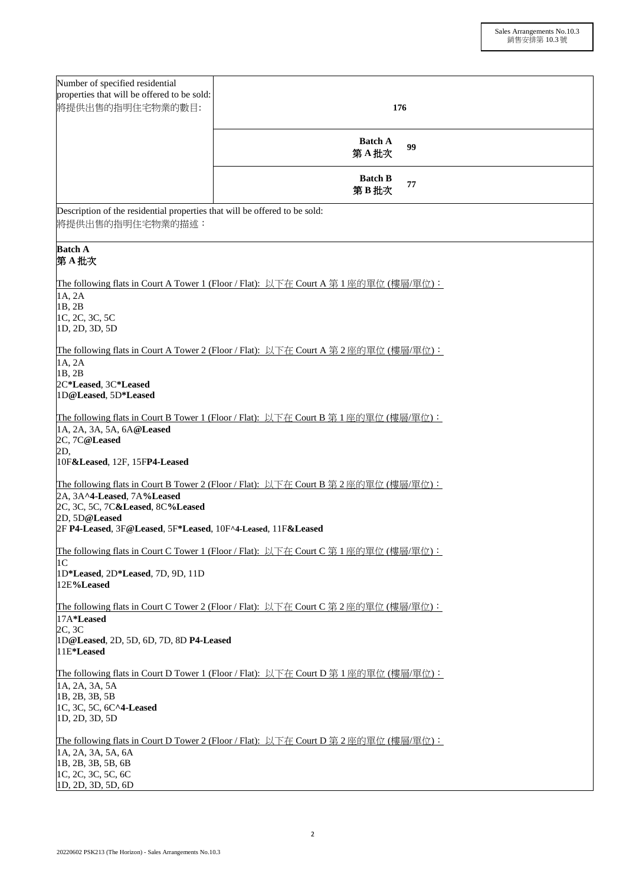Sales Arrangements No.10.3
銷售安排第 10.3 號

| Number of specified residential properties that will be offered to be sold:<br>將提供出售的指明住宅物業的數目: | 176 |
| --- | --- |
| | **Batch A 第 A 批次** **99** |
| | **Batch B 第 B 批次** **77** |

Description of the residential properties that will be offered to be sold:
將提供出售的指明住宅物業的描述：

**Batch A**
**第 A 批次**

The following flats in Court A Tower 1 (Floor / Flat): 以下在 Court A 第 1 座的單位 (樓層/單位)：
1A, 2A
1B, 2B
1C, 2C, 3C, 5C
1D, 2D, 3D, 5D

The following flats in Court A Tower 2 (Floor / Flat): 以下在 Court A 第 2 座的單位 (樓層/單位)：
1A, 2A
1B, 2B
2C**\*Leased**, 3C**\*Leased**
1D**@Leased**, 5D**\*Leased**

The following flats in Court B Tower 1 (Floor / Flat): 以下在 Court B 第 1 座的單位 (樓層/單位)：
1A, 2A, 3A, 5A, 6A**@Leased**
2C, 7C**@Leased**
2D,
10F**&Leased**, 12F, 15F**P4-Leased**

The following flats in Court B Tower 2 (Floor / Flat): 以下在 Court B 第 2 座的單位 (樓層/單位)：
2A, 3A**^4-Leased**, 7A**%Leased**
2C, 3C, 5C, 7C**&Leased**, 8C**%Leased**
2D, 5D**@Leased**
2F **P4-Leased**, 3F**@Leased**, 5F**\*Leased**, 10F**^4-Leased**, 11F**&Leased**

The following flats in Court C Tower 1 (Floor / Flat): 以下在 Court C 第 1 座的單位 (樓層/單位)：
1C
1D**\*Leased**, 2D**\*Leased**, 7D, 9D, 11D
12E**%Leased**

The following flats in Court C Tower 2 (Floor / Flat): 以下在 Court C 第 2 座的單位 (樓層/單位)：
17A**\*Leased**
2C, 3C
1D**@Leased**, 2D, 5D, 6D, 7D, 8D **P4-Leased**
11E**\*Leased**

The following flats in Court D Tower 1 (Floor / Flat): 以下在 Court D 第 1 座的單位 (樓層/單位)：
1A, 2A, 3A, 5A
1B, 2B, 3B, 5B
1C, 3C, 5C, 6C**^4-Leased**
1D, 2D, 3D, 5D

The following flats in Court D Tower 2 (Floor / Flat): 以下在 Court D 第 2 座的單位 (樓層/單位)：
1A, 2A, 3A, 5A, 6A
1B, 2B, 3B, 5B, 6B
1C, 2C, 3C, 5C, 6C
1D, 2D, 3D, 5D, 6D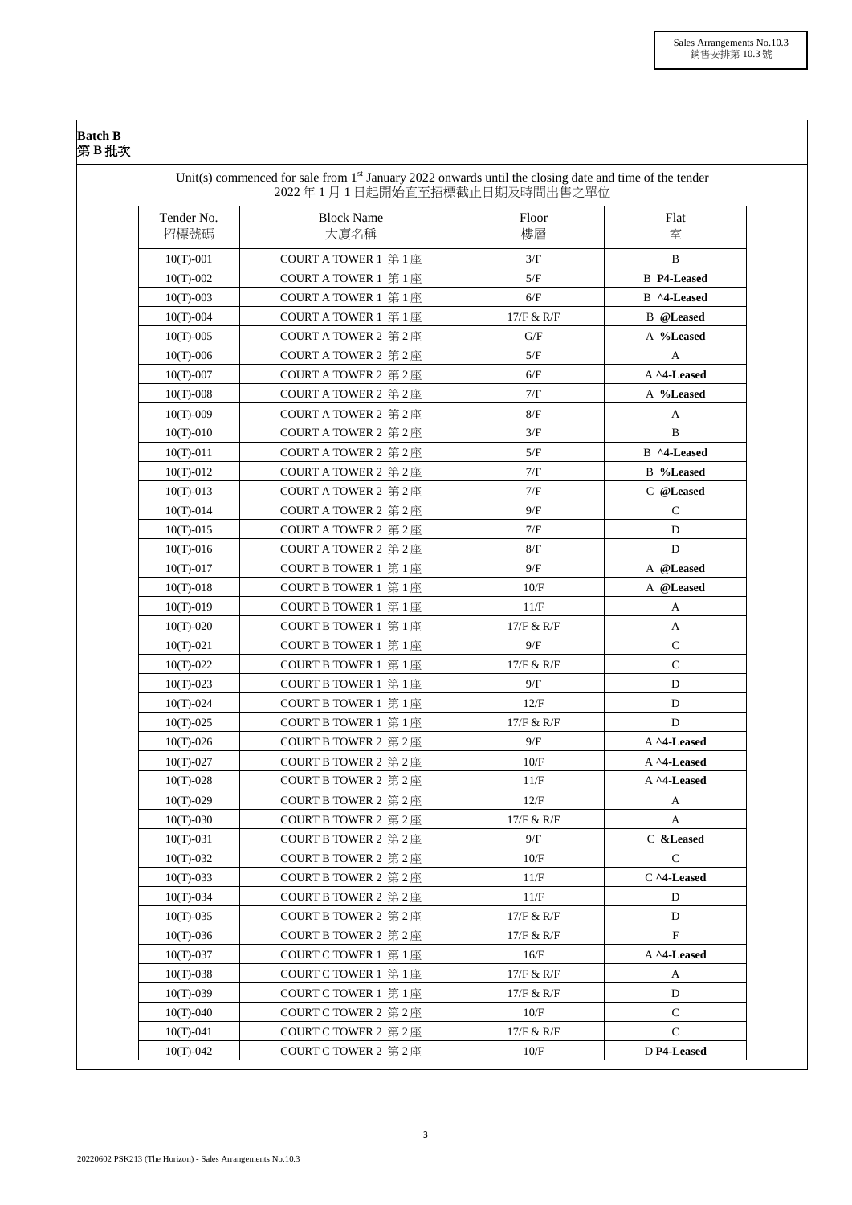**Batch B**
**第 B 批次**

Unit(s) commenced for sale from 1st January 2022 onwards until the closing date and time of the tender
2022 年 1 月 1 日起開始直至招標截止日期及時間出售之單位

| Tender No. 招標號碼 | Block Name 大廈名稱 | Floor 樓層 | Flat 室 |
|---|---|---|---|
| 10(T)-001 | COURT A TOWER 1 第 1 座 | 3/F | B |
| 10(T)-002 | COURT A TOWER 1 第 1 座 | 5/F | B **P4-Leased** |
| 10(T)-003 | COURT A TOWER 1 第 1 座 | 6/F | B **^4-Leased** |
| 10(T)-004 | COURT A TOWER 1 第 1 座 | 17/F & R/F | B **@Leased** |
| 10(T)-005 | COURT A TOWER 2 第 2 座 | G/F | A **%Leased** |
| 10(T)-006 | COURT A TOWER 2 第 2 座 | 5/F | A |
| 10(T)-007 | COURT A TOWER 2 第 2 座 | 6/F | A **^4-Leased** |
| 10(T)-008 | COURT A TOWER 2 第 2 座 | 7/F | A **%Leased** |
| 10(T)-009 | COURT A TOWER 2 第 2 座 | 8/F | A |
| 10(T)-010 | COURT A TOWER 2 第 2 座 | 3/F | B |
| 10(T)-011 | COURT A TOWER 2 第 2 座 | 5/F | B **^4-Leased** |
| 10(T)-012 | COURT A TOWER 2 第 2 座 | 7/F | B **%Leased** |
| 10(T)-013 | COURT A TOWER 2 第 2 座 | 7/F | C **@Leased** |
| 10(T)-014 | COURT A TOWER 2 第 2 座 | 9/F | C |
| 10(T)-015 | COURT A TOWER 2 第 2 座 | 7/F | D |
| 10(T)-016 | COURT A TOWER 2 第 2 座 | 8/F | D |
| 10(T)-017 | COURT B TOWER 1 第 1 座 | 9/F | A **@Leased** |
| 10(T)-018 | COURT B TOWER 1 第 1 座 | 10/F | A **@Leased** |
| 10(T)-019 | COURT B TOWER 1 第 1 座 | 11/F | A |
| 10(T)-020 | COURT B TOWER 1 第 1 座 | 17/F & R/F | A |
| 10(T)-021 | COURT B TOWER 1 第 1 座 | 9/F | C |
| 10(T)-022 | COURT B TOWER 1 第 1 座 | 17/F & R/F | C |
| 10(T)-023 | COURT B TOWER 1 第 1 座 | 9/F | D |
| 10(T)-024 | COURT B TOWER 1 第 1 座 | 12/F | D |
| 10(T)-025 | COURT B TOWER 1 第 1 座 | 17/F & R/F | D |
| 10(T)-026 | COURT B TOWER 2 第 2 座 | 9/F | A **^4-Leased** |
| 10(T)-027 | COURT B TOWER 2 第 2 座 | 10/F | A **^4-Leased** |
| 10(T)-028 | COURT B TOWER 2 第 2 座 | 11/F | A **^4-Leased** |
| 10(T)-029 | COURT B TOWER 2 第 2 座 | 12/F | A |
| 10(T)-030 | COURT B TOWER 2 第 2 座 | 17/F & R/F | A |
| 10(T)-031 | COURT B TOWER 2 第 2 座 | 9/F | C **&Leased** |
| 10(T)-032 | COURT B TOWER 2 第 2 座 | 10/F | C |
| 10(T)-033 | COURT B TOWER 2 第 2 座 | 11/F | C **^4-Leased** |
| 10(T)-034 | COURT B TOWER 2 第 2 座 | 11/F | D |
| 10(T)-035 | COURT B TOWER 2 第 2 座 | 17/F & R/F | D |
| 10(T)-036 | COURT B TOWER 2 第 2 座 | 17/F & R/F | F |
| 10(T)-037 | COURT C TOWER 1 第 1 座 | 16/F | A **^4-Leased** |
| 10(T)-038 | COURT C TOWER 1 第 1 座 | 17/F & R/F | A |
| 10(T)-039 | COURT C TOWER 1 第 1 座 | 17/F & R/F | D |
| 10(T)-040 | COURT C TOWER 2 第 2 座 | 10/F | C |
| 10(T)-041 | COURT C TOWER 2 第 2 座 | 17/F & R/F | C |
| 10(T)-042 | COURT C TOWER 2 第 2 座 | 10/F | D **P4-Leased** |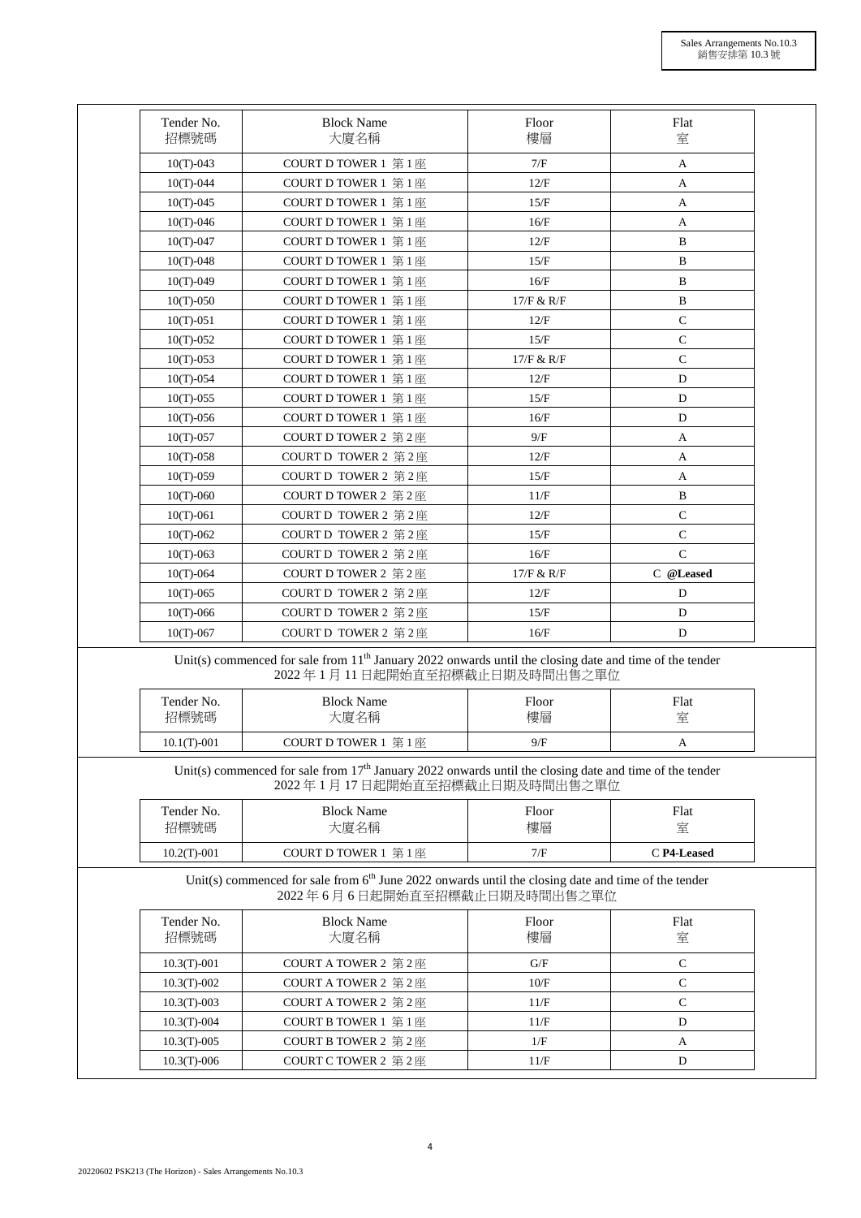| Tender No. 招標號碼 | Block Name 大廈名稱 | Floor 樓層 | Flat 室 |
|---|---|---|---|
| 10(T)-043 | COURT D TOWER 1 第 1 座 | 7/F | A |
| 10(T)-044 | COURT D TOWER 1 第 1 座 | 12/F | A |
| 10(T)-045 | COURT D TOWER 1 第 1 座 | 15/F | A |
| 10(T)-046 | COURT D TOWER 1 第 1 座 | 16/F | A |
| 10(T)-047 | COURT D TOWER 1 第 1 座 | 12/F | B |
| 10(T)-048 | COURT D TOWER 1 第 1 座 | 15/F | B |
| 10(T)-049 | COURT D TOWER 1 第 1 座 | 16/F | B |
| 10(T)-050 | COURT D TOWER 1 第 1 座 | 17/F & R/F | B |
| 10(T)-051 | COURT D TOWER 1 第 1 座 | 12/F | C |
| 10(T)-052 | COURT D TOWER 1 第 1 座 | 15/F | C |
| 10(T)-053 | COURT D TOWER 1 第 1 座 | 17/F & R/F | C |
| 10(T)-054 | COURT D TOWER 1 第 1 座 | 12/F | D |
| 10(T)-055 | COURT D TOWER 1 第 1 座 | 15/F | D |
| 10(T)-056 | COURT D TOWER 1 第 1 座 | 16/F | D |
| 10(T)-057 | COURT D TOWER 2 第 2 座 | 9/F | A |
| 10(T)-058 | COURT D TOWER 2 第 2 座 | 12/F | A |
| 10(T)-059 | COURT D TOWER 2 第 2 座 | 15/F | A |
| 10(T)-060 | COURT D TOWER 2 第 2 座 | 11/F | B |
| 10(T)-061 | COURT D TOWER 2 第 2 座 | 12/F | C |
| 10(T)-062 | COURT D TOWER 2 第 2 座 | 15/F | C |
| 10(T)-063 | COURT D TOWER 2 第 2 座 | 16/F | C |
| 10(T)-064 | COURT D TOWER 2 第 2 座 | 17/F & R/F | C **@Leased** |
| 10(T)-065 | COURT D TOWER 2 第 2 座 | 12/F | D |
| 10(T)-066 | COURT D TOWER 2 第 2 座 | 15/F | D |
| 10(T)-067 | COURT D TOWER 2 第 2 座 | 16/F | D |

Unit(s) commenced for sale from 11th January 2022 onwards until the closing date and time of the tender
2022 年 1 月 11 日起開始直至招標截止日期及時間出售之單位

| Tender No. 招標號碼 | Block Name 大廈名稱 | Floor 樓層 | Flat 室 |
|---|---|---|---|
| 10.1(T)-001 | COURT D TOWER 1 第 1 座 | 9/F | A |

Unit(s) commenced for sale from 17th January 2022 onwards until the closing date and time of the tender
2022 年 1 月 17 日起開始直至招標截止日期及時間出售之單位

| Tender No. 招標號碼 | Block Name 大廈名稱 | Floor 樓層 | Flat 室 |
|---|---|---|---|
| 10.2(T)-001 | COURT D TOWER 1 第 1 座 | 7/F | C **P4-Leased** |

Unit(s) commenced for sale from 6th June 2022 onwards until the closing date and time of the tender
2022 年 6 月 6 日起開始直至招標截止日期及時間出售之單位

| Tender No. 招標號碼 | Block Name 大廈名稱 | Floor 樓層 | Flat 室 |
|---|---|---|---|
| 10.3(T)-001 | COURT A TOWER 2 第 2 座 | G/F | C |
| 10.3(T)-002 | COURT A TOWER 2 第 2 座 | 10/F | C |
| 10.3(T)-003 | COURT A TOWER 2 第 2 座 | 11/F | C |
| 10.3(T)-004 | COURT B TOWER 1 第 1 座 | 11/F | D |
| 10.3(T)-005 | COURT B TOWER 2 第 2 座 | 1/F | A |
| 10.3(T)-006 | COURT C TOWER 2 第 2 座 | 11/F | D |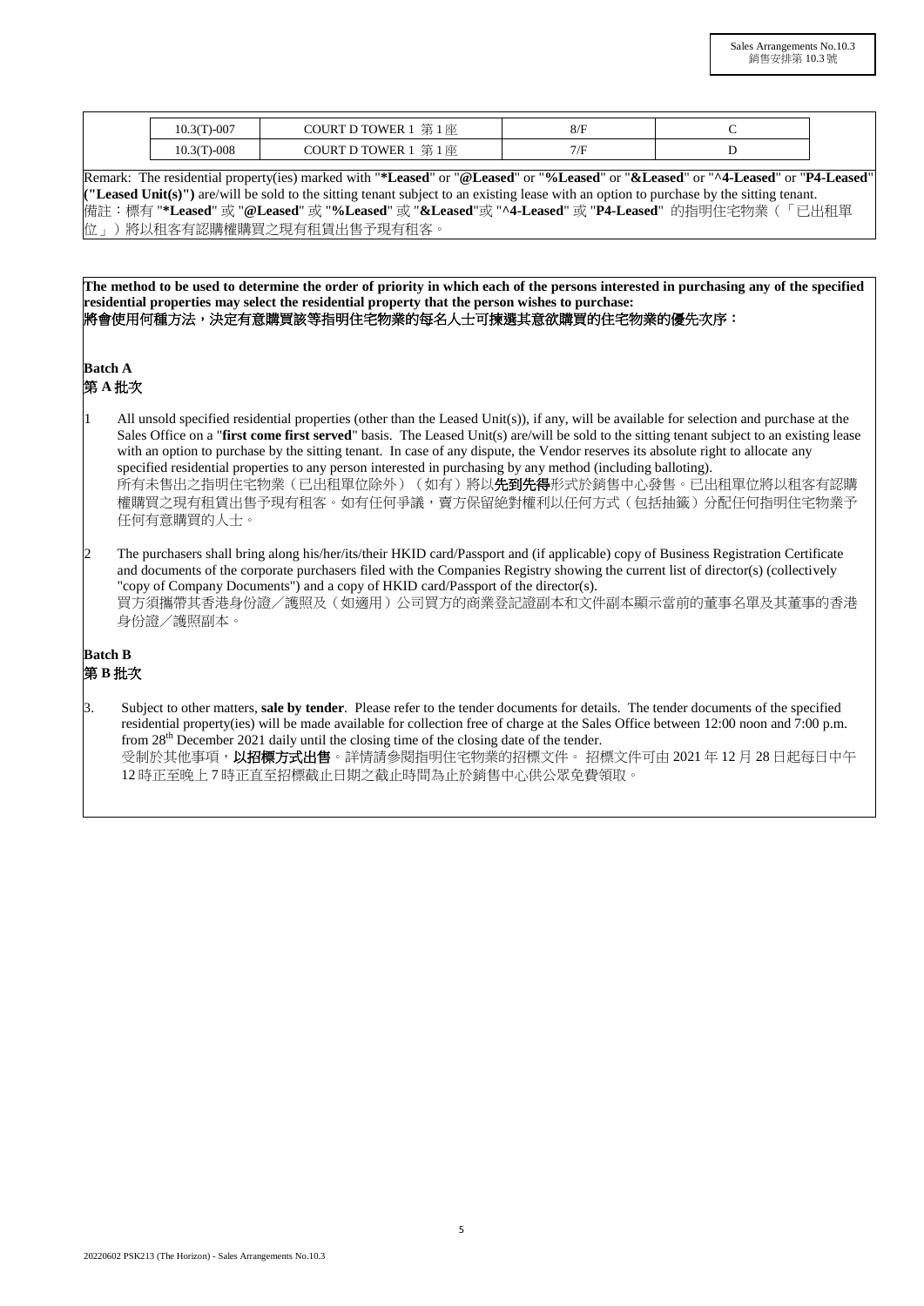| | | | |
|---|---|---|---|
| 10.3(T)-007 | COURT D TOWER 1 第 1 座 | 8/F | C |
| 10.3(T)-008 | COURT D TOWER 1 第 1 座 | 7/F | D |

Remark: The residential property(ies) marked with "**\*Leased**" or "**@Leased**" or "**%Leased**" or "**&Leased**" or "**^4-Leased**" or "**P4-Leased**" **("Leased Unit(s)")** are/will be sold to the sitting tenant subject to an existing lease with an option to purchase by the sitting tenant.
備註：標有 "**\*Leased**" 或 "**@Leased**" 或 "**%Leased**" 或 "**&Leased**"或 "**^4-Leased**" 或 "**P4-Leased**" 的指明住宅物業（「已出租單位」）將以租客有認購權購買之現有租賃出售予現有租客。

**The method to be used to determine the order of priority in which each of the persons interested in purchasing any of the specified residential properties may select the residential property that the person wishes to purchase:**
**將會使用何種方法，決定有意購買該等指明住宅物業的每名人士可揀選其意欲購買的住宅物業的優先次序：**

**Batch A**
**第 A 批次**

1 All unsold specified residential properties (other than the Leased Unit(s)), if any, will be available for selection and purchase at the Sales Office on a "**first come first served**" basis. The Leased Unit(s) are/will be sold to the sitting tenant subject to an existing lease with an option to purchase by the sitting tenant. In case of any dispute, the Vendor reserves its absolute right to allocate any specified residential properties to any person interested in purchasing by any method (including balloting).
所有未售出之指明住宅物業（已出租單位除外）（如有）將以**先到先得**形式於銷售中心發售。已出租單位將以租客有認購權購買之現有租賃出售予現有租客。如有任何爭議，賣方保留絕對權利以任何方式（包括抽籤）分配任何指明住宅物業予任何有意購買的人士。

2 The purchasers shall bring along his/her/its/their HKID card/Passport and (if applicable) copy of Business Registration Certificate and documents of the corporate purchasers filed with the Companies Registry showing the current list of director(s) (collectively "copy of Company Documents") and a copy of HKID card/Passport of the director(s).
買方須攜帶其香港身份證／護照及（如適用）公司買方的商業登記證副本和文件副本顯示當前的董事名單及其董事的香港身份證／護照副本。

**Batch B**
**第 B 批次**

3. Subject to other matters, **sale by tender**. Please refer to the tender documents for details. The tender documents of the specified residential property(ies) will be made available for collection free of charge at the Sales Office between 12:00 noon and 7:00 p.m. from 28th December 2021 daily until the closing time of the closing date of the tender.
受制於其他事項，**以招標方式出售**。詳情請參閱指明住宅物業的招標文件。 招標文件可由 2021 年 12 月 28 日起每日中午 12 時正至晚上 7 時正直至招標截止日期之截止時間為止於銷售中心供公眾免費領取。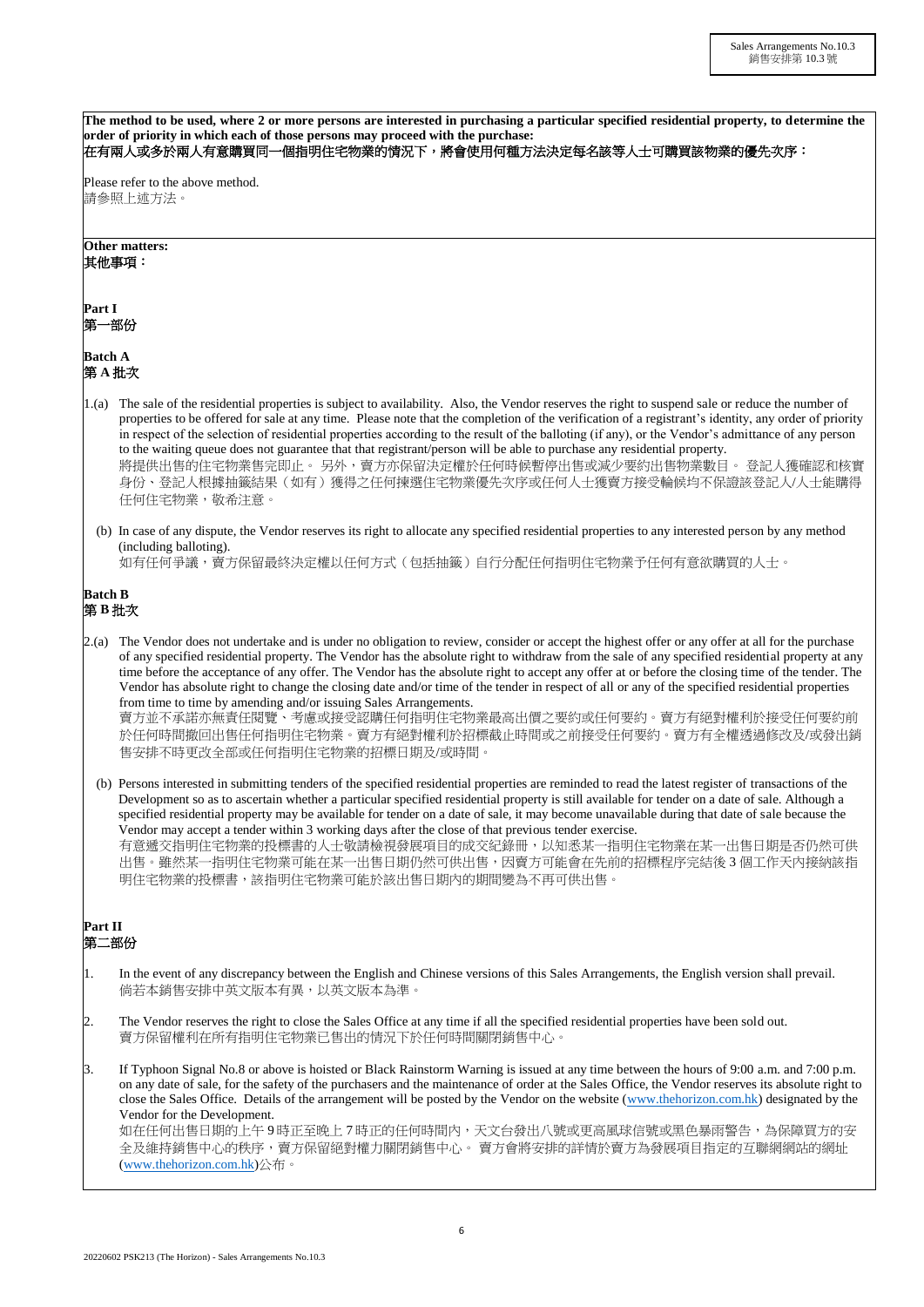**The method to be used, where 2 or more persons are interested in purchasing a particular specified residential property, to determine the order of priority in which each of those persons may proceed with the purchase:**
**在有兩人或多於兩人有意購買同一個指明住宅物業的情況下，將會使用何種方法決定每名該等人士可購買該物業的優先次序：**

Please refer to the above method.
請參照上述方法。

**Other matters:**
**其他事項：**

**Part I**
**第一部份**

**Batch A**
**第 A 批次**

1.(a) The sale of the residential properties is subject to availability. Also, the Vendor reserves the right to suspend sale or reduce the number of properties to be offered for sale at any time. Please note that the completion of the verification of a registrant's identity, any order of priority in respect of the selection of residential properties according to the result of the balloting (if any), or the Vendor's admittance of any person to the waiting queue does not guarantee that that registrant/person will be able to purchase any residential property.
將提供出售的住宅物業售完即止。 另外，賣方亦保留決定權於任何時候暫停出售或減少要約出售物業數目。 登記人獲確認和核實身份、登記人根據抽籤結果（如有）獲得之任何揀選住宅物業優先次序或任何人士獲賣方接受輪候均不保證該登記人/人士能購得任何住宅物業，敬希注意。

(b) In case of any dispute, the Vendor reserves its right to allocate any specified residential properties to any interested person by any method (including balloting).
如有任何爭議，賣方保留最終決定權以任何方式（包括抽籤）自行分配任何指明住宅物業予任何有意欲購買的人士。

**Batch B**
**第 B 批次**

2.(a) The Vendor does not undertake and is under no obligation to review, consider or accept the highest offer or any offer at all for the purchase of any specified residential property. The Vendor has the absolute right to withdraw from the sale of any specified residential property at any time before the acceptance of any offer. The Vendor has the absolute right to accept any offer at or before the closing time of the tender. The Vendor has absolute right to change the closing date and/or time of the tender in respect of all or any of the specified residential properties from time to time by amending and/or issuing Sales Arrangements.
賣方並不承諾亦無責任閱覽、考慮或接受認購任何指明住宅物業最高出價之要約或任何要約。賣方有絕對權利於接受任何要約前於任何時間撤回出售任何指明住宅物業。賣方有絕對權利於招標截止時間或之前接受任何要約。賣方有全權透過修改及/或發出銷售安排不時更改全部或任何指明住宅物業的招標日期及/或時間。

(b) Persons interested in submitting tenders of the specified residential properties are reminded to read the latest register of transactions of the Development so as to ascertain whether a particular specified residential property is still available for tender on a date of sale. Although a specified residential property may be available for tender on a date of sale, it may become unavailable during that date of sale because the Vendor may accept a tender within 3 working days after the close of that previous tender exercise.
有意遞交指明住宅物業的投標書的人士敬請檢視發展項目的成交紀錄冊，以知悉某一指明住宅物業在某一出售日期是否仍然可供出售。雖然某一指明住宅物業可能在某一出售日期仍然可供出售，因賣方可能會在先前的招標程序完結後 3 個工作天內接納該指明住宅物業的投標書，該指明住宅物業可能於該出售日期內的期間變為不再可供出售。

**Part II**
**第二部份**

1. In the event of any discrepancy between the English and Chinese versions of this Sales Arrangements, the English version shall prevail.
倘若本銷售安排中英文版本有異，以英文版本為準。

2. The Vendor reserves the right to close the Sales Office at any time if all the specified residential properties have been sold out.
賣方保留權利在所有指明住宅物業已售出的情況下於任何時間關閉銷售中心。

3. If Typhoon Signal No.8 or above is hoisted or Black Rainstorm Warning is issued at any time between the hours of 9:00 a.m. and 7:00 p.m. on any date of sale, for the safety of the purchasers and the maintenance of order at the Sales Office, the Vendor reserves its absolute right to close the Sales Office. Details of the arrangement will be posted by the Vendor on the website (www.thehorizon.com.hk) designated by the Vendor for the Development.
如在任何出售日期的上午 9 時正至晚上 7 時正的任何時間內，天文台發出八號或更高風球信號或黑色暴雨警告，為保障買方的安全及維持銷售中心的秩序，賣方保留絕對權力關閉銷售中心。 賣方會將安排的詳情於賣方為發展項目指定的互聯網網站的網址(www.thehorizon.com.hk)公布。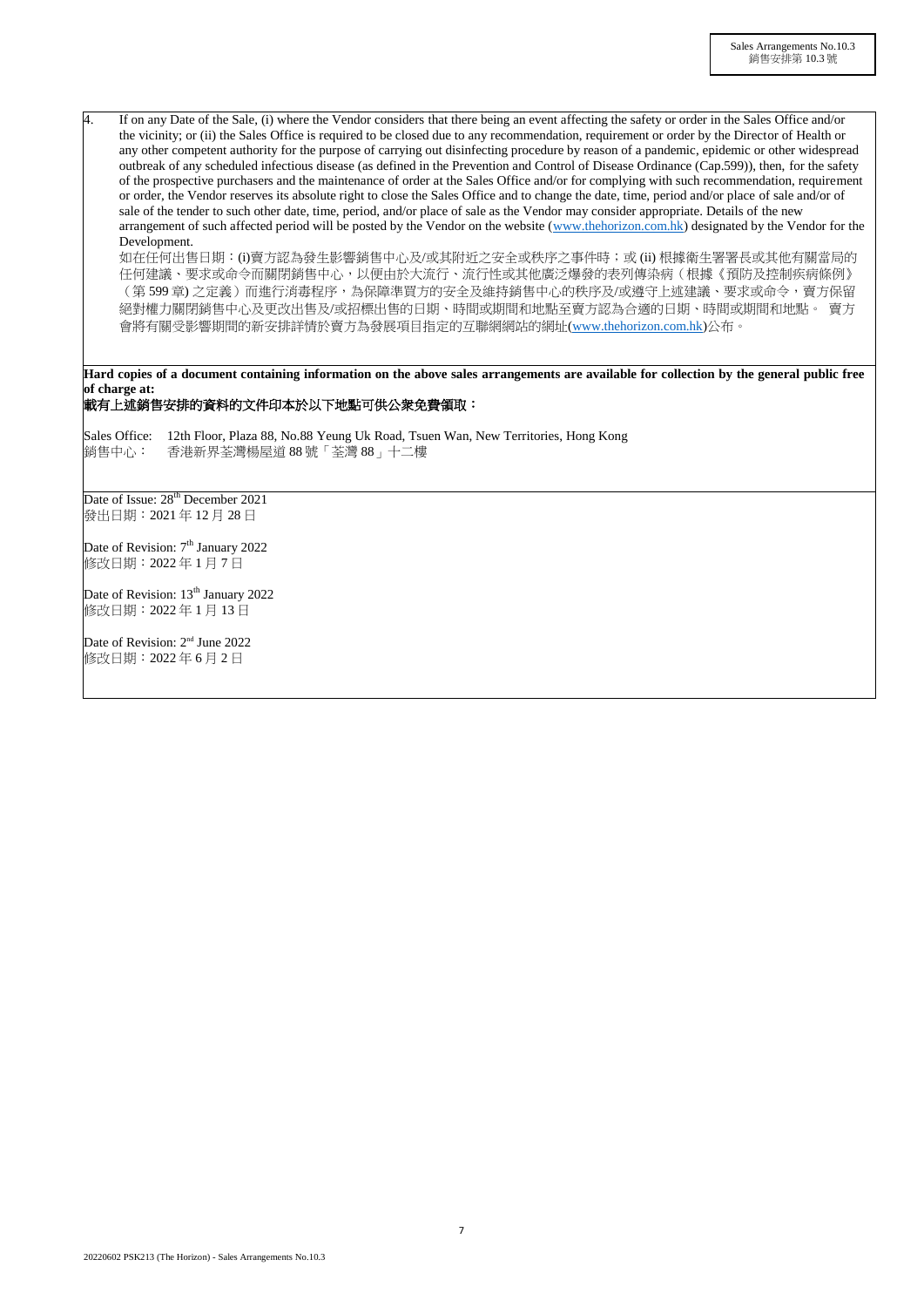4. If on any Date of the Sale, (i) where the Vendor considers that there being an event affecting the safety or order in the Sales Office and/or the vicinity; or (ii) the Sales Office is required to be closed due to any recommendation, requirement or order by the Director of Health or any other competent authority for the purpose of carrying out disinfecting procedure by reason of a pandemic, epidemic or other widespread outbreak of any scheduled infectious disease (as defined in the Prevention and Control of Disease Ordinance (Cap.599)), then, for the safety of the prospective purchasers and the maintenance of order at the Sales Office and/or for complying with such recommendation, requirement or order, the Vendor reserves its absolute right to close the Sales Office and to change the date, time, period and/or place of sale and/or of sale of the tender to such other date, time, period, and/or place of sale as the Vendor may consider appropriate. Details of the new arrangement of such affected period will be posted by the Vendor on the website (www.thehorizon.com.hk) designated by the Vendor for the Development.

如在任何出售日期：(i)賣方認為發生影響銷售中心及/或其附近之安全或秩序之事件時；或 (ii) 根據衞生署署長或其他有關當局的任何建議、要求或命令而關閉銷售中心，以便由於大流行、流行性或其他廣泛爆發的表列傳染病（根據《預防及控制疾病條例》（第 599 章) 之定義）而進行消毒程序，為保障準買方的安全及維持銷售中心的秩序及/或遵守上述建議、要求或命令，賣方保留絕對權力關閉銷售中心及更改出售及/或招標出售的日期、時間或期間和地點至賣方認為合適的日期、時間或期間和地點。 賣方會將有關受影響期間的新安排詳情於賣方為發展項目指定的互聯網網站的網址(www.thehorizon.com.hk)公布。

**Hard copies of a document containing information on the above sales arrangements are available for collection by the general public free of charge at:**

**載有上述銷售安排的資料的文件印本於以下地點可供公眾免費領取：**

Sales Office: 12th Floor, Plaza 88, No.88 Yeung Uk Road, Tsuen Wan, New Territories, Hong Kong

銷售中心： 香港新界荃灣楊屋道 88 號「荃灣 88」十二樓

Date of Issue: 28th December 2021
發出日期：2021 年 12 月 28 日

Date of Revision: 7th January 2022
修改日期：2022 年 1 月 7 日

Date of Revision: 13th January 2022
修改日期：2022 年 1 月 13 日

Date of Revision: 2nd June 2022
修改日期：2022 年 6 月 2 日